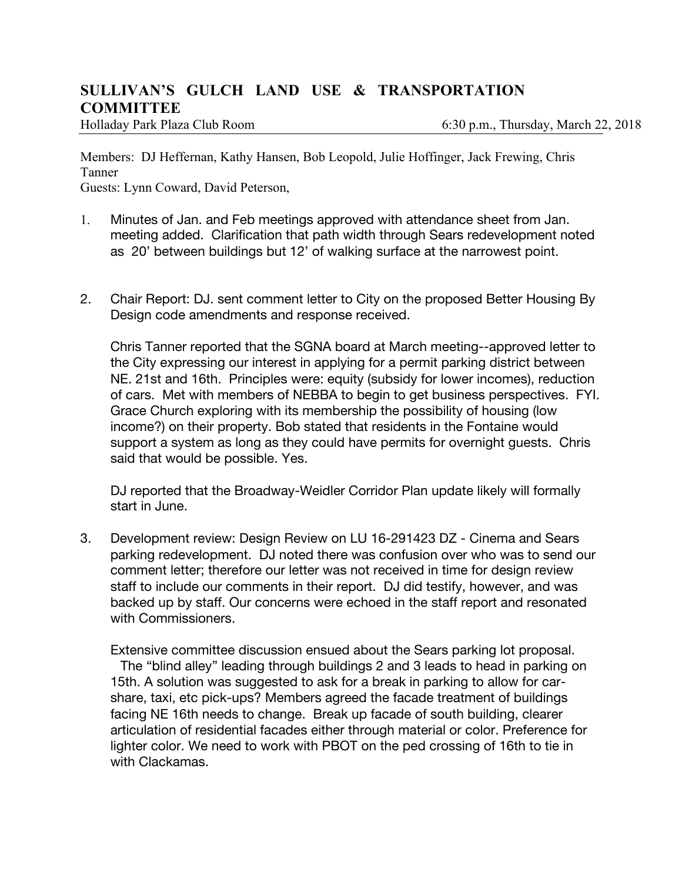# SULLIVAN'S GULCH LAND USE & TRANSPORTATION COMMITTEE

Holladay Park Plaza Club Room — 6:30 p.m., Thursday, March 22, 2018

Members: DJ Heffernan, Kathy Hansen, Bob Leopold, Julie Hoffinger, Jack Frewing, Chris Tanner
Guests: Lynn Coward, David Peterson,

1. Minutes of Jan. and Feb meetings approved with attendance sheet from Jan. meeting added. Clarification that path width through Sears redevelopment noted as 20' between buildings but 12' of walking surface at the narrowest point.

2. Chair Report: DJ. sent comment letter to City on the proposed Better Housing By Design code amendments and response received.

   Chris Tanner reported that the SGNA board at March meeting--approved letter to the City expressing our interest in applying for a permit parking district between NE. 21st and 16th. Principles were: equity (subsidy for lower incomes), reduction of cars. Met with members of NEBBA to begin to get business perspectives. FYI. Grace Church exploring with its membership the possibility of housing (low income?) on their property. Bob stated that residents in the Fontaine would support a system as long as they could have permits for overnight guests. Chris said that would be possible. Yes.

   DJ reported that the Broadway-Weidler Corridor Plan update likely will formally start in June.

3. Development review: Design Review on LU 16-291423 DZ - Cinema and Sears parking redevelopment. DJ noted there was confusion over who was to send our comment letter; therefore our letter was not received in time for design review staff to include our comments in their report. DJ did testify, however, and was backed up by staff. Our concerns were echoed in the staff report and resonated with Commissioners.

   Extensive committee discussion ensued about the Sears parking lot proposal. The "blind alley" leading through buildings 2 and 3 leads to head in parking on 15th. A solution was suggested to ask for a break in parking to allow for car-share, taxi, etc pick-ups? Members agreed the facade treatment of buildings facing NE 16th needs to change. Break up facade of south building, clearer articulation of residential facades either through material or color. Preference for lighter color. We need to work with PBOT on the ped crossing of 16th to tie in with Clackamas.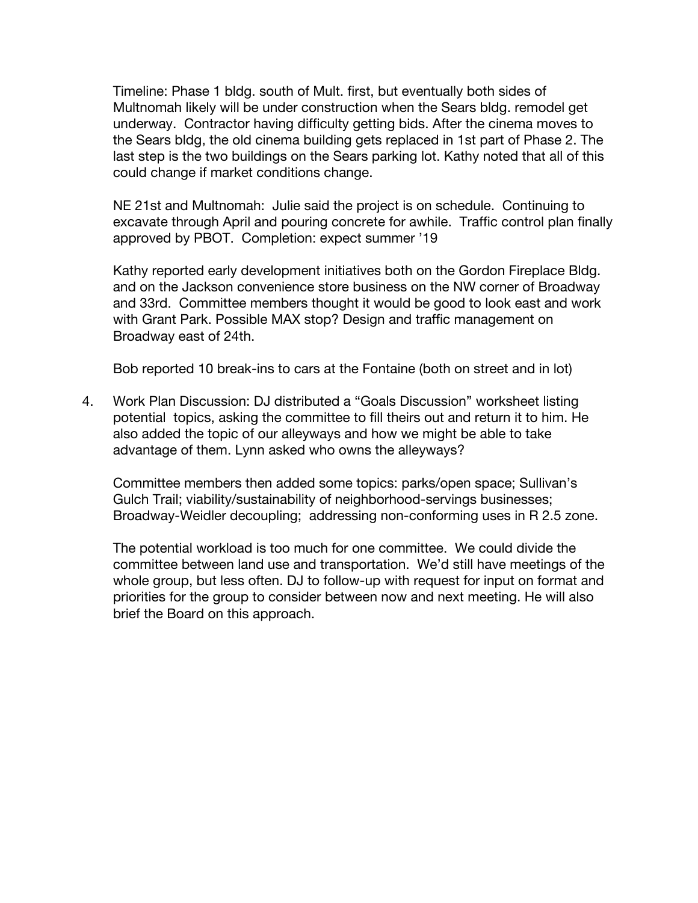Timeline: Phase 1 bldg. south of Mult. first, but eventually both sides of Multnomah likely will be under construction when the Sears bldg. remodel get underway. Contractor having difficulty getting bids. After the cinema moves to the Sears bldg, the old cinema building gets replaced in 1st part of Phase 2. The last step is the two buildings on the Sears parking lot. Kathy noted that all of this could change if market conditions change.

NE 21st and Multnomah: Julie said the project is on schedule. Continuing to excavate through April and pouring concrete for awhile. Traffic control plan finally approved by PBOT. Completion: expect summer '19

Kathy reported early development initiatives both on the Gordon Fireplace Bldg. and on the Jackson convenience store business on the NW corner of Broadway and 33rd. Committee members thought it would be good to look east and work with Grant Park. Possible MAX stop? Design and traffic management on Broadway east of 24th.

Bob reported 10 break-ins to cars at the Fontaine (both on street and in lot)

4. Work Plan Discussion: DJ distributed a "Goals Discussion" worksheet listing potential topics, asking the committee to fill theirs out and return it to him. He also added the topic of our alleyways and how we might be able to take advantage of them. Lynn asked who owns the alleyways?

   Committee members then added some topics: parks/open space; Sullivan's Gulch Trail; viability/sustainability of neighborhood-servings businesses; Broadway-Weidler decoupling; addressing non-conforming uses in R 2.5 zone.

   The potential workload is too much for one committee. We could divide the committee between land use and transportation. We'd still have meetings of the whole group, but less often. DJ to follow-up with request for input on format and priorities for the group to consider between now and next meeting. He will also brief the Board on this approach.